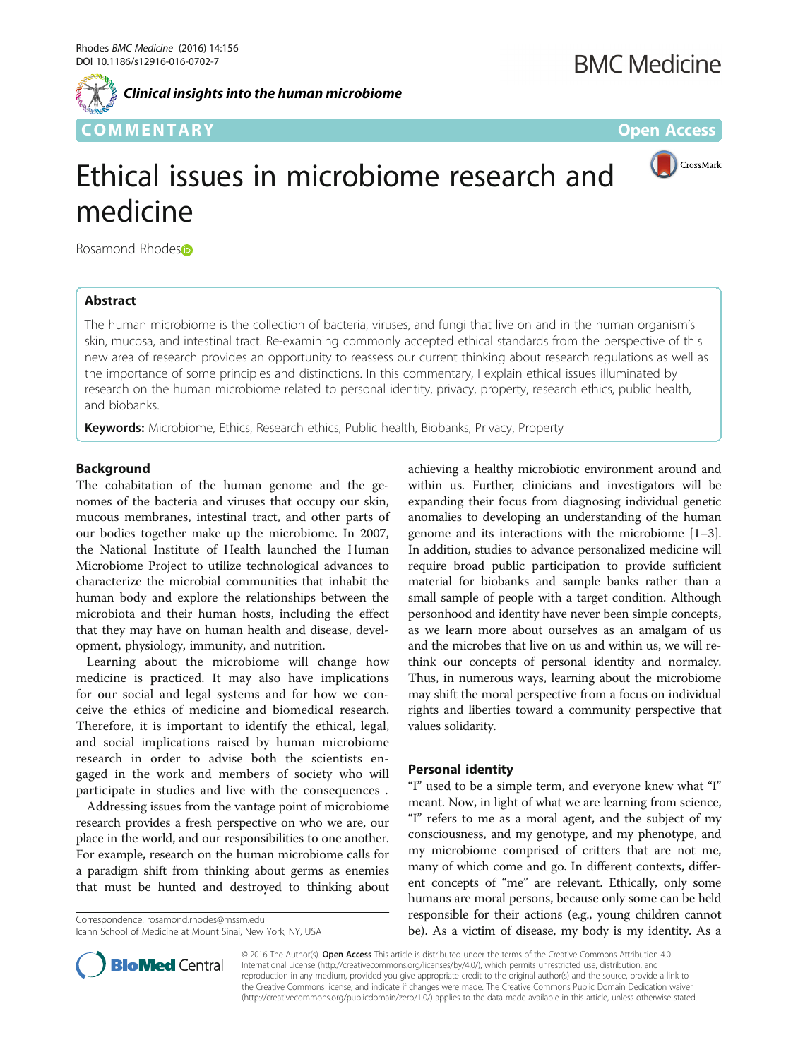COMMENTARY

Open Access

# Ethical issues in microbiome research and medicine

Rosamond Rhodes

## Abstract

The human microbiome is the collection of bacteria, viruses, and fungi that live on and in the human organism's skin, mucosa, and intestinal tract. Re-examining commonly accepted ethical standards from the perspective of this new area of research provides an opportunity to reassess our current thinking about research regulations as well as the importance of some principles and distinctions. In this commentary, I explain ethical issues illuminated by research on the human microbiome related to personal identity, privacy, property, research ethics, public health, and biobanks.

**Keywords:** Microbiome, Ethics, Research ethics, Public health, Biobanks, Privacy, Property

## Background

The cohabitation of the human genome and the genomes of the bacteria and viruses that occupy our skin, mucous membranes, intestinal tract, and other parts of our bodies together make up the microbiome. In 2007, the National Institute of Health launched the Human Microbiome Project to utilize technological advances to characterize the microbial communities that inhabit the human body and explore the relationships between the microbiota and their human hosts, including the effect that they may have on human health and disease, development, physiology, immunity, and nutrition.

Learning about the microbiome will change how medicine is practiced. It may also have implications for our social and legal systems and for how we conceive the ethics of medicine and biomedical research. Therefore, it is important to identify the ethical, legal, and social implications raised by human microbiome research in order to advise both the scientists engaged in the work and members of society who will participate in studies and live with the consequences .

Addressing issues from the vantage point of microbiome research provides a fresh perspective on who we are, our place in the world, and our responsibilities to one another. For example, research on the human microbiome calls for a paradigm shift from thinking about germs as enemies that must be hunted and destroyed to thinking about achieving a healthy microbiotic environment around and within us. Further, clinicians and investigators will be expanding their focus from diagnosing individual genetic anomalies to developing an understanding of the human genome and its interactions with the microbiome [1–3]. In addition, studies to advance personalized medicine will require broad public participation to provide sufficient material for biobanks and sample banks rather than a small sample of people with a target condition. Although personhood and identity have never been simple concepts, as we learn more about ourselves as an amalgam of us and the microbes that live on us and within us, we will rethink our concepts of personal identity and normalcy. Thus, in numerous ways, learning about the microbiome may shift the moral perspective from a focus on individual rights and liberties toward a community perspective that values solidarity.

## Personal identity

"I" used to be a simple term, and everyone knew what "I" meant. Now, in light of what we are learning from science, "I" refers to me as a moral agent, and the subject of my consciousness, and my genotype, and my phenotype, and my microbiome comprised of critters that are not me, many of which come and go. In different contexts, different concepts of "me" are relevant. Ethically, only some humans are moral persons, because only some can be held responsible for their actions (e.g., young children cannot be). As a victim of disease, my body is my identity. As a

Correspondence: rosamond.rhodes@mssm.edu
Icahn School of Medicine at Mount Sinai, New York, NY, USA

© 2016 The Author(s). **Open Access** This article is distributed under the terms of the Creative Commons Attribution 4.0 International License (http://creativecommons.org/licenses/by/4.0/), which permits unrestricted use, distribution, and reproduction in any medium, provided you give appropriate credit to the original author(s) and the source, provide a link to the Creative Commons license, and indicate if changes were made. The Creative Commons Public Domain Dedication waiver (http://creativecommons.org/publicdomain/zero/1.0/) applies to the data made available in this article, unless otherwise stated.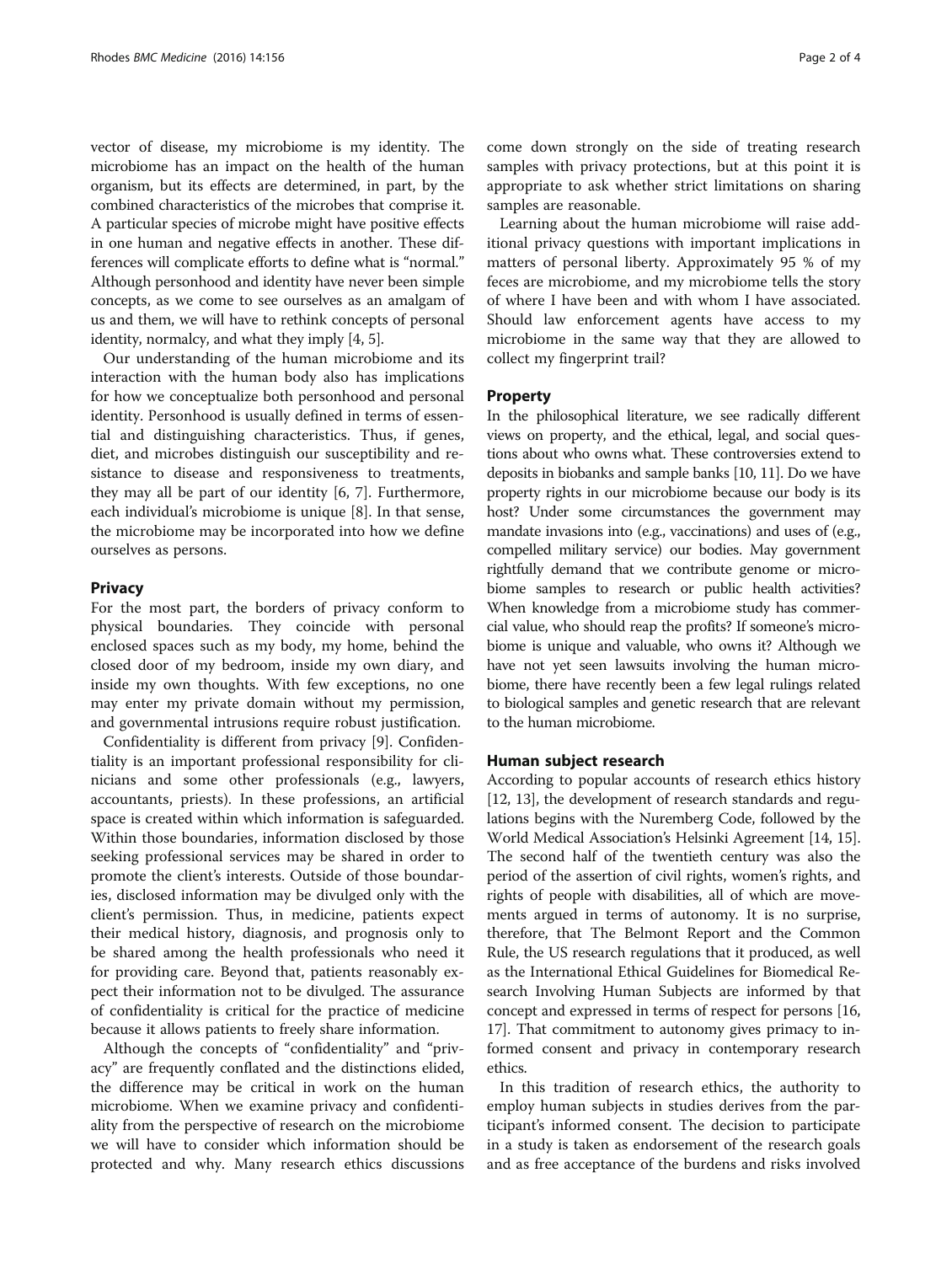vector of disease, my microbiome is my identity. The microbiome has an impact on the health of the human organism, but its effects are determined, in part, by the combined characteristics of the microbes that comprise it. A particular species of microbe might have positive effects in one human and negative effects in another. These differences will complicate efforts to define what is "normal." Although personhood and identity have never been simple concepts, as we come to see ourselves as an amalgam of us and them, we will have to rethink concepts of personal identity, normalcy, and what they imply [4, 5].

Our understanding of the human microbiome and its interaction with the human body also has implications for how we conceptualize both personhood and personal identity. Personhood is usually defined in terms of essential and distinguishing characteristics. Thus, if genes, diet, and microbes distinguish our susceptibility and resistance to disease and responsiveness to treatments, they may all be part of our identity [6, 7]. Furthermore, each individual's microbiome is unique [8]. In that sense, the microbiome may be incorporated into how we define ourselves as persons.

## Privacy

For the most part, the borders of privacy conform to physical boundaries. They coincide with personal enclosed spaces such as my body, my home, behind the closed door of my bedroom, inside my own diary, and inside my own thoughts. With few exceptions, no one may enter my private domain without my permission, and governmental intrusions require robust justification.

Confidentiality is different from privacy [9]. Confidentiality is an important professional responsibility for clinicians and some other professionals (e.g., lawyers, accountants, priests). In these professions, an artificial space is created within which information is safeguarded. Within those boundaries, information disclosed by those seeking professional services may be shared in order to promote the client's interests. Outside of those boundaries, disclosed information may be divulged only with the client's permission. Thus, in medicine, patients expect their medical history, diagnosis, and prognosis only to be shared among the health professionals who need it for providing care. Beyond that, patients reasonably expect their information not to be divulged. The assurance of confidentiality is critical for the practice of medicine because it allows patients to freely share information.

Although the concepts of "confidentiality" and "privacy" are frequently conflated and the distinctions elided, the difference may be critical in work on the human microbiome. When we examine privacy and confidentiality from the perspective of research on the microbiome we will have to consider which information should be protected and why. Many research ethics discussions come down strongly on the side of treating research samples with privacy protections, but at this point it is appropriate to ask whether strict limitations on sharing samples are reasonable.

Learning about the human microbiome will raise additional privacy questions with important implications in matters of personal liberty. Approximately 95 % of my feces are microbiome, and my microbiome tells the story of where I have been and with whom I have associated. Should law enforcement agents have access to my microbiome in the same way that they are allowed to collect my fingerprint trail?

## Property

In the philosophical literature, we see radically different views on property, and the ethical, legal, and social questions about who owns what. These controversies extend to deposits in biobanks and sample banks [10, 11]. Do we have property rights in our microbiome because our body is its host? Under some circumstances the government may mandate invasions into (e.g., vaccinations) and uses of (e.g., compelled military service) our bodies. May government rightfully demand that we contribute genome or microbiome samples to research or public health activities? When knowledge from a microbiome study has commercial value, who should reap the profits? If someone's microbiome is unique and valuable, who owns it? Although we have not yet seen lawsuits involving the human microbiome, there have recently been a few legal rulings related to biological samples and genetic research that are relevant to the human microbiome.

## Human subject research

According to popular accounts of research ethics history [12, 13], the development of research standards and regulations begins with the Nuremberg Code, followed by the World Medical Association's Helsinki Agreement [14, 15]. The second half of the twentieth century was also the period of the assertion of civil rights, women's rights, and rights of people with disabilities, all of which are movements argued in terms of autonomy. It is no surprise, therefore, that The Belmont Report and the Common Rule, the US research regulations that it produced, as well as the International Ethical Guidelines for Biomedical Research Involving Human Subjects are informed by that concept and expressed in terms of respect for persons [16, 17]. That commitment to autonomy gives primacy to informed consent and privacy in contemporary research ethics.

In this tradition of research ethics, the authority to employ human subjects in studies derives from the participant's informed consent. The decision to participate in a study is taken as endorsement of the research goals and as free acceptance of the burdens and risks involved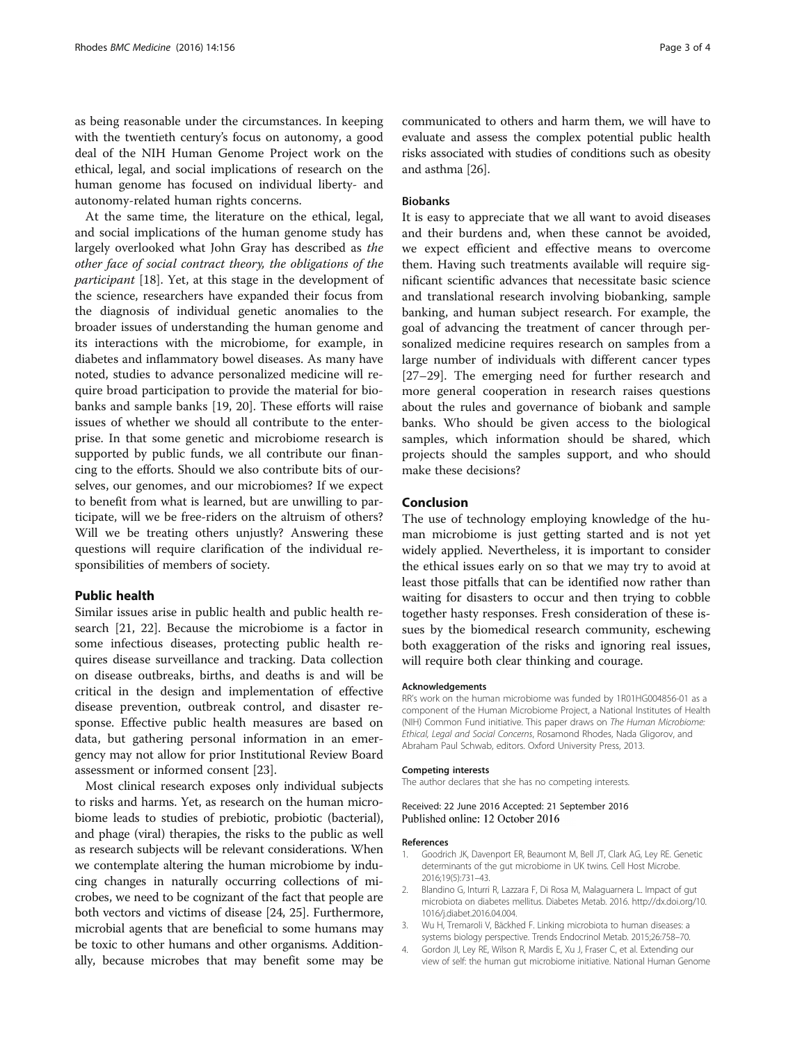as being reasonable under the circumstances. In keeping with the twentieth century's focus on autonomy, a good deal of the NIH Human Genome Project work on the ethical, legal, and social implications of research on the human genome has focused on individual liberty- and autonomy-related human rights concerns.

At the same time, the literature on the ethical, legal, and social implications of the human genome study has largely overlooked what John Gray has described as *the other face of social contract theory, the obligations of the participant* [18]. Yet, at this stage in the development of the science, researchers have expanded their focus from the diagnosis of individual genetic anomalies to the broader issues of understanding the human genome and its interactions with the microbiome, for example, in diabetes and inflammatory bowel diseases. As many have noted, studies to advance personalized medicine will require broad participation to provide the material for biobanks and sample banks [19, 20]. These efforts will raise issues of whether we should all contribute to the enterprise. In that some genetic and microbiome research is supported by public funds, we all contribute our financing to the efforts. Should we also contribute bits of ourselves, our genomes, and our microbiomes? If we expect to benefit from what is learned, but are unwilling to participate, will we be free-riders on the altruism of others? Will we be treating others unjustly? Answering these questions will require clarification of the individual responsibilities of members of society.

## Public health

Similar issues arise in public health and public health research [21, 22]. Because the microbiome is a factor in some infectious diseases, protecting public health requires disease surveillance and tracking. Data collection on disease outbreaks, births, and deaths is and will be critical in the design and implementation of effective disease prevention, outbreak control, and disaster response. Effective public health measures are based on data, but gathering personal information in an emergency may not allow for prior Institutional Review Board assessment or informed consent [23].

Most clinical research exposes only individual subjects to risks and harms. Yet, as research on the human microbiome leads to studies of prebiotic, probiotic (bacterial), and phage (viral) therapies, the risks to the public as well as research subjects will be relevant considerations. When we contemplate altering the human microbiome by inducing changes in naturally occurring collections of microbes, we need to be cognizant of the fact that people are both vectors and victims of disease [24, 25]. Furthermore, microbial agents that are beneficial to some humans may be toxic to other humans and other organisms. Additionally, because microbes that may benefit some may be communicated to others and harm them, we will have to evaluate and assess the complex potential public health risks associated with studies of conditions such as obesity and asthma [26].

### Biobanks

It is easy to appreciate that we all want to avoid diseases and their burdens and, when these cannot be avoided, we expect efficient and effective means to overcome them. Having such treatments available will require significant scientific advances that necessitate basic science and translational research involving biobanking, sample banking, and human subject research. For example, the goal of advancing the treatment of cancer through personalized medicine requires research on samples from a large number of individuals with different cancer types [27–29]. The emerging need for further research and more general cooperation in research raises questions about the rules and governance of biobank and sample banks. Who should be given access to the biological samples, which information should be shared, which projects should the samples support, and who should make these decisions?

## Conclusion

The use of technology employing knowledge of the human microbiome is just getting started and is not yet widely applied. Nevertheless, it is important to consider the ethical issues early on so that we may try to avoid at least those pitfalls that can be identified now rather than waiting for disasters to occur and then trying to cobble together hasty responses. Fresh consideration of these issues by the biomedical research community, eschewing both exaggeration of the risks and ignoring real issues, will require both clear thinking and courage.

#### Acknowledgements

RR's work on the human microbiome was funded by 1R01HG004856-01 as a component of the Human Microbiome Project, a National Institutes of Health (NIH) Common Fund initiative. This paper draws on *The Human Microbiome: Ethical, Legal and Social Concerns*, Rosamond Rhodes, Nada Gligorov, and Abraham Paul Schwab, editors. Oxford University Press, 2013.

#### Competing interests

The author declares that she has no competing interests.

Received: 22 June 2016 Accepted: 21 September 2016
Published online: 12 October 2016

#### References

1. Goodrich JK, Davenport ER, Beaumont M, Bell JT, Clark AG, Ley RE. Genetic determinants of the gut microbiome in UK twins. Cell Host Microbe. 2016;19(5):731–43.
2. Blandino G, Inturri R, Lazzara F, Di Rosa M, Malaguarnera L. Impact of gut microbiota on diabetes mellitus. Diabetes Metab. 2016. http://dx.doi.org/10.1016/j.diabet.2016.04.004.
3. Wu H, Tremaroli V, Bäckhed F. Linking microbiota to human diseases: a systems biology perspective. Trends Endocrinol Metab. 2015;26:758–70.
4. Gordon JI, Ley RE, Wilson R, Mardis E, Xu J, Fraser C, et al. Extending our view of self: the human gut microbiome initiative. National Human Genome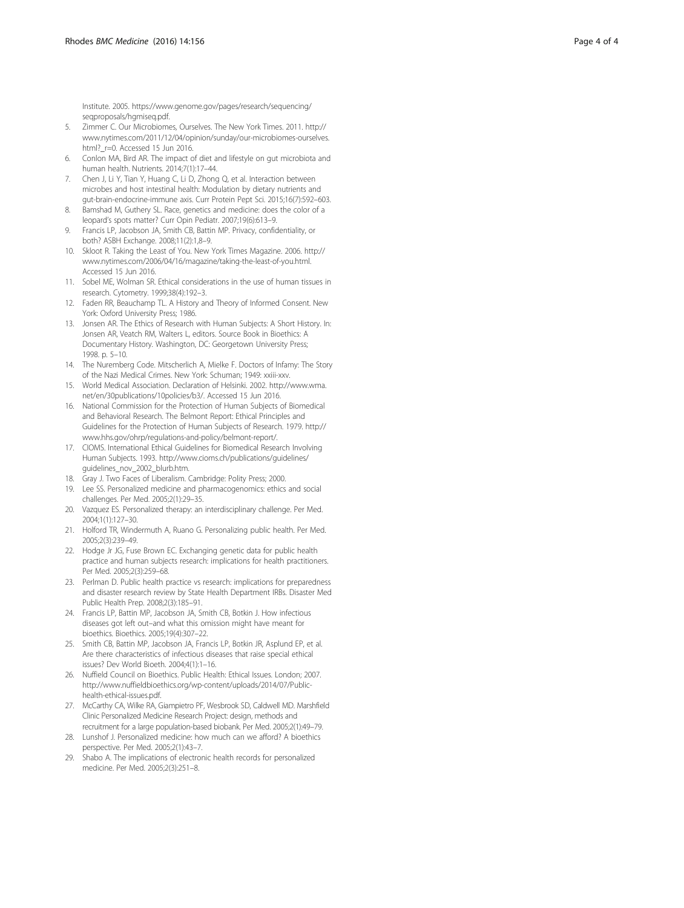Institute. 2005. https://www.genome.gov/pages/research/sequencing/seqproposals/hgmiseq.pdf.

5. Zimmer C. Our Microbiomes, Ourselves. The New York Times. 2011. http://www.nytimes.com/2011/12/04/opinion/sunday/our-microbiomes-ourselves.html?_r=0. Accessed 15 Jun 2016.
6. Conlon MA, Bird AR. The impact of diet and lifestyle on gut microbiota and human health. Nutrients. 2014;7(1):17–44.
7. Chen J, Li Y, Tian Y, Huang C, Li D, Zhong Q, et al. Interaction between microbes and host intestinal health: Modulation by dietary nutrients and gut-brain-endocrine-immune axis. Curr Protein Pept Sci. 2015;16(7):592–603.
8. Bamshad M, Guthery SL. Race, genetics and medicine: does the color of a leopard's spots matter? Curr Opin Pediatr. 2007;19(6):613–9.
9. Francis LP, Jacobson JA, Smith CB, Battin MP. Privacy, confidentiality, or both? ASBH Exchange. 2008;11(2):1,8–9.
10. Skloot R. Taking the Least of You. New York Times Magazine. 2006. http://www.nytimes.com/2006/04/16/magazine/taking-the-least-of-you.html. Accessed 15 Jun 2016.
11. Sobel ME, Wolman SR. Ethical considerations in the use of human tissues in research. Cytometry. 1999;38(4):192–3.
12. Faden RR, Beauchamp TL. A History and Theory of Informed Consent. New York: Oxford University Press; 1986.
13. Jonsen AR. The Ethics of Research with Human Subjects: A Short History. In: Jonsen AR, Veatch RM, Walters L, editors. Source Book in Bioethics: A Documentary History. Washington, DC: Georgetown University Press; 1998. p. 5–10.
14. The Nuremberg Code. Mitscherlich A, Mielke F. Doctors of Infamy: The Story of the Nazi Medical Crimes. New York: Schuman; 1949: xxiii-xxv.
15. World Medical Association. Declaration of Helsinki. 2002. http://www.wma.net/en/30publications/10policies/b3/. Accessed 15 Jun 2016.
16. National Commission for the Protection of Human Subjects of Biomedical and Behavioral Research. The Belmont Report: Ethical Principles and Guidelines for the Protection of Human Subjects of Research. 1979. http://www.hhs.gov/ohrp/regulations-and-policy/belmont-report/.
17. CIOMS. International Ethical Guidelines for Biomedical Research Involving Human Subjects. 1993. http://www.cioms.ch/publications/guidelines/guidelines_nov_2002_blurb.htm.
18. Gray J. Two Faces of Liberalism. Cambridge: Polity Press; 2000.
19. Lee SS. Personalized medicine and pharmacogenomics: ethics and social challenges. Per Med. 2005;2(1):29–35.
20. Vazquez ES. Personalized therapy: an interdisciplinary challenge. Per Med. 2004;1(1):127–30.
21. Holford TR, Windermuth A, Ruano G. Personalizing public health. Per Med. 2005;2(3):239–49.
22. Hodge Jr JG, Fuse Brown EC. Exchanging genetic data for public health practice and human subjects research: implications for health practitioners. Per Med. 2005;2(3):259–68.
23. Perlman D. Public health practice vs research: implications for preparedness and disaster research review by State Health Department IRBs. Disaster Med Public Health Prep. 2008;2(3):185–91.
24. Francis LP, Battin MP, Jacobson JA, Smith CB, Botkin J. How infectious diseases got left out–and what this omission might have meant for bioethics. Bioethics. 2005;19(4):307–22.
25. Smith CB, Battin MP, Jacobson JA, Francis LP, Botkin JR, Asplund EP, et al. Are there characteristics of infectious diseases that raise special ethical issues? Dev World Bioeth. 2004;4(1):1–16.
26. Nuffield Council on Bioethics. Public Health: Ethical Issues. London; 2007. http://www.nuffieldbioethics.org/wp-content/uploads/2014/07/Public-health-ethical-issues.pdf.
27. McCarthy CA, Wilke RA, Giampietro PF, Wesbrook SD, Caldwell MD. Marshfield Clinic Personalized Medicine Research Project: design, methods and recruitment for a large population-based biobank. Per Med. 2005;2(1):49–79.
28. Lunshof J. Personalized medicine: how much can we afford? A bioethics perspective. Per Med. 2005;2(1):43–7.
29. Shabo A. The implications of electronic health records for personalized medicine. Per Med. 2005;2(3):251–8.